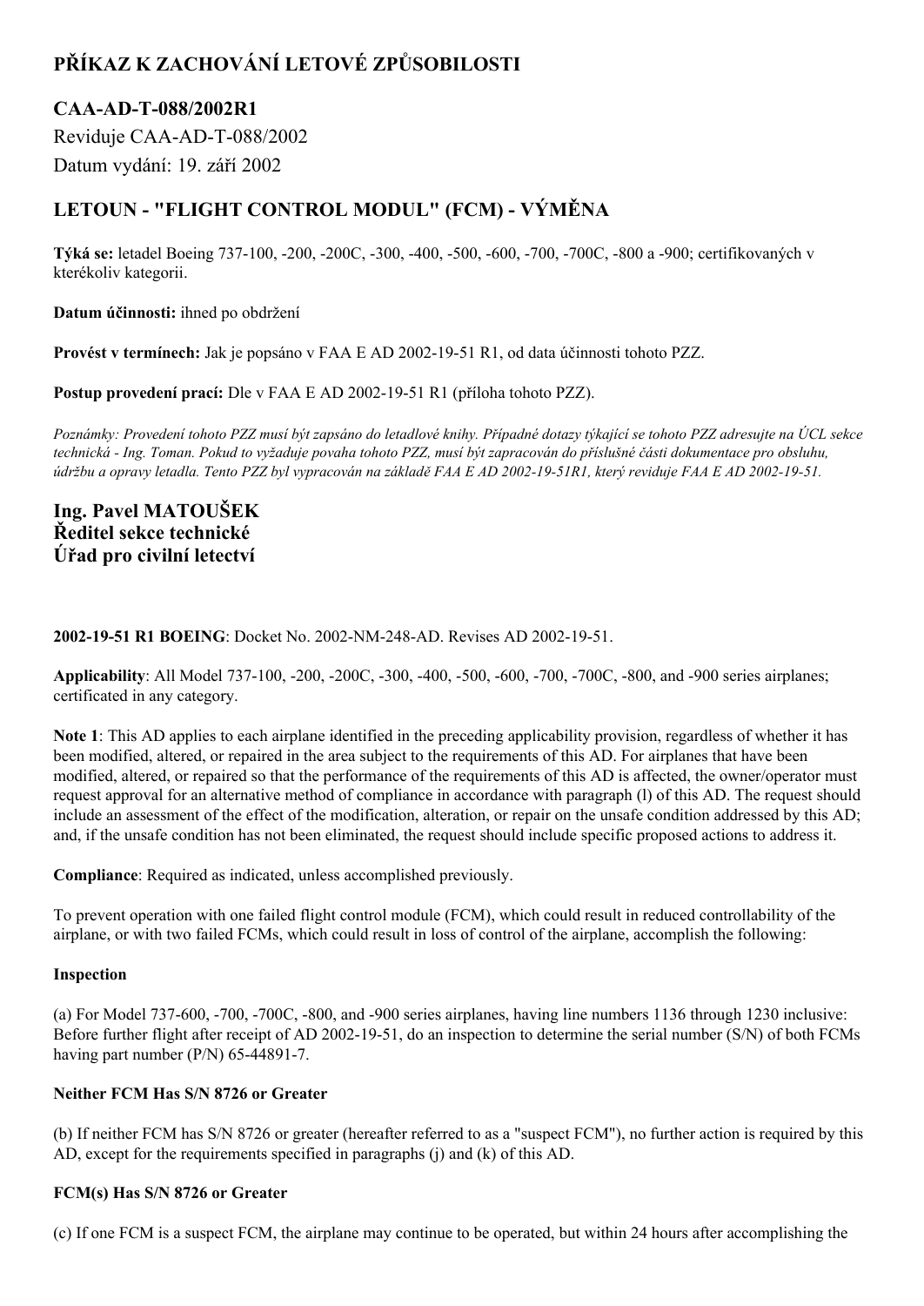# PŘÍKAZ K ZACHOVÁNÍ LETOVÉ ZPŮSOBILOSTI

## CAA-AD-T-088/2002R1

Reviduje CAA-AD-T-088/2002

Datum vydání: 19. září 2002

## LETOUN - "FLIGHT CONTROL MODUL" (FCM) - VÝMĚNA

**Týká se:** letadel Boeing 737-100, -200, -200C, -300, -400, -500, -600, -700, -700C, -800 a -900; certifikovaných v kterékoliv kategorii.

**Datum účinnosti:** ihned po obdržení

**Provést v termínech:** Jak je popsáno v FAA E AD 2002-19-51 R1, od data účinnosti tohoto PZZ.

**Postup provedení prací:** Dle v FAA E AD 2002-19-51 R1 (příloha tohoto PZZ).

*Poznámky: Provedení tohoto PZZ musí být zapsáno do letadlové knihy. Případné dotazy týkající se tohoto PZZ adresujte na ÚCL sekce technická - Ing. Toman. Pokud to vyžaduje povaha tohoto PZZ, musí být zapracován do příslušné části dokumentace pro obsluhu, údržbu a opravy letadla. Tento PZZ byl vypracován na základě FAA E AD 2002-19-51R1, který reviduje FAA E AD 2002-19-51.*

**Ing. Pavel MATOUŠEK**
**Ředitel sekce technické**
**Úřad pro civilní letectví**

**2002-19-51 R1 BOEING**: Docket No. 2002-NM-248-AD. Revises AD 2002-19-51.

**Applicability**: All Model 737-100, -200, -200C, -300, -400, -500, -600, -700, -700C, -800, and -900 series airplanes; certificated in any category.

**Note 1**: This AD applies to each airplane identified in the preceding applicability provision, regardless of whether it has been modified, altered, or repaired in the area subject to the requirements of this AD. For airplanes that have been modified, altered, or repaired so that the performance of the requirements of this AD is affected, the owner/operator must request approval for an alternative method of compliance in accordance with paragraph (l) of this AD. The request should include an assessment of the effect of the modification, alteration, or repair on the unsafe condition addressed by this AD; and, if the unsafe condition has not been eliminated, the request should include specific proposed actions to address it.

**Compliance**: Required as indicated, unless accomplished previously.

To prevent operation with one failed flight control module (FCM), which could result in reduced controllability of the airplane, or with two failed FCMs, which could result in loss of control of the airplane, accomplish the following:

**Inspection**

(a) For Model 737-600, -700, -700C, -800, and -900 series airplanes, having line numbers 1136 through 1230 inclusive: Before further flight after receipt of AD 2002-19-51, do an inspection to determine the serial number (S/N) of both FCMs having part number (P/N) 65-44891-7.

**Neither FCM Has S/N 8726 or Greater**

(b) If neither FCM has S/N 8726 or greater (hereafter referred to as a "suspect FCM"), no further action is required by this AD, except for the requirements specified in paragraphs (j) and (k) of this AD.

**FCM(s) Has S/N 8726 or Greater**

(c) If one FCM is a suspect FCM, the airplane may continue to be operated, but within 24 hours after accomplishing the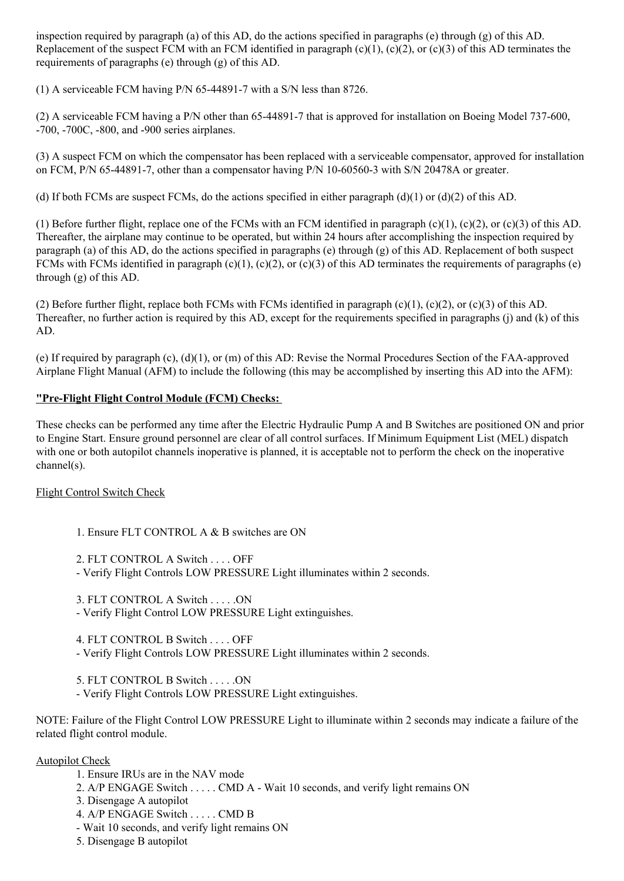inspection required by paragraph (a) of this AD, do the actions specified in paragraphs (e) through (g) of this AD. Replacement of the suspect FCM with an FCM identified in paragraph (c)(1), (c)(2), or (c)(3) of this AD terminates the requirements of paragraphs (e) through (g) of this AD.

(1) A serviceable FCM having P/N 65-44891-7 with a S/N less than 8726.

(2) A serviceable FCM having a P/N other than 65-44891-7 that is approved for installation on Boeing Model 737-600, -700, -700C, -800, and -900 series airplanes.

(3) A suspect FCM on which the compensator has been replaced with a serviceable compensator, approved for installation on FCM, P/N 65-44891-7, other than a compensator having P/N 10-60560-3 with S/N 20478A or greater.

(d) If both FCMs are suspect FCMs, do the actions specified in either paragraph (d)(1) or (d)(2) of this AD.

(1) Before further flight, replace one of the FCMs with an FCM identified in paragraph (c)(1), (c)(2), or (c)(3) of this AD. Thereafter, the airplane may continue to be operated, but within 24 hours after accomplishing the inspection required by paragraph (a) of this AD, do the actions specified in paragraphs (e) through (g) of this AD. Replacement of both suspect FCMs with FCMs identified in paragraph (c)(1), (c)(2), or (c)(3) of this AD terminates the requirements of paragraphs (e) through (g) of this AD.

(2) Before further flight, replace both FCMs with FCMs identified in paragraph (c)(1), (c)(2), or (c)(3) of this AD. Thereafter, no further action is required by this AD, except for the requirements specified in paragraphs (j) and (k) of this AD.

(e) If required by paragraph (c), (d)(1), or (m) of this AD: Revise the Normal Procedures Section of the FAA-approved Airplane Flight Manual (AFM) to include the following (this may be accomplished by inserting this AD into the AFM):

**"Pre-Flight Flight Control Module (FCM) Checks:**

These checks can be performed any time after the Electric Hydraulic Pump A and B Switches are positioned ON and prior to Engine Start. Ensure ground personnel are clear of all control surfaces. If Minimum Equipment List (MEL) dispatch with one or both autopilot channels inoperative is planned, it is acceptable not to perform the check on the inoperative channel(s).

Flight Control Switch Check

1. Ensure FLT CONTROL A & B switches are ON

2. FLT CONTROL A Switch . . . . OFF
- Verify Flight Controls LOW PRESSURE Light illuminates within 2 seconds.

3. FLT CONTROL A Switch . . . . .ON
- Verify Flight Control LOW PRESSURE Light extinguishes.

4. FLT CONTROL B Switch . . . . OFF
- Verify Flight Controls LOW PRESSURE Light illuminates within 2 seconds.

5. FLT CONTROL B Switch . . . . .ON
- Verify Flight Controls LOW PRESSURE Light extinguishes.

NOTE: Failure of the Flight Control LOW PRESSURE Light to illuminate within 2 seconds may indicate a failure of the related flight control module.

Autopilot Check

1. Ensure IRUs are in the NAV mode
2. A/P ENGAGE Switch . . . . . CMD A - Wait 10 seconds, and verify light remains ON
3. Disengage A autopilot
4. A/P ENGAGE Switch . . . . . CMD B
- Wait 10 seconds, and verify light remains ON
5. Disengage B autopilot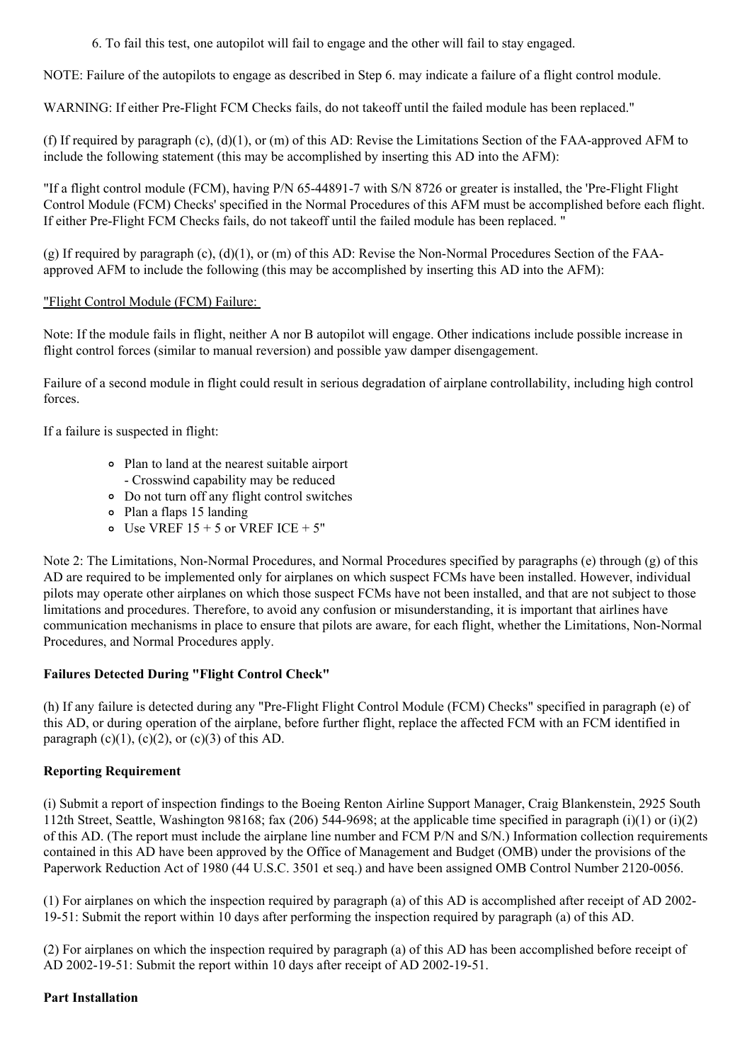6. To fail this test, one autopilot will fail to engage and the other will fail to stay engaged.

NOTE: Failure of the autopilots to engage as described in Step 6. may indicate a failure of a flight control module.

WARNING: If either Pre-Flight FCM Checks fails, do not takeoff until the failed module has been replaced."

(f) If required by paragraph (c), (d)(1), or (m) of this AD: Revise the Limitations Section of the FAA-approved AFM to include the following statement (this may be accomplished by inserting this AD into the AFM):

"If a flight control module (FCM), having P/N 65-44891-7 with S/N 8726 or greater is installed, the 'Pre-Flight Flight Control Module (FCM) Checks' specified in the Normal Procedures of this AFM must be accomplished before each flight. If either Pre-Flight FCM Checks fails, do not takeoff until the failed module has been replaced. "

(g) If required by paragraph (c), (d)(1), or (m) of this AD: Revise the Non-Normal Procedures Section of the FAA-approved AFM to include the following (this may be accomplished by inserting this AD into the AFM):

"Flight Control Module (FCM) Failure:

Note: If the module fails in flight, neither A nor B autopilot will engage. Other indications include possible increase in flight control forces (similar to manual reversion) and possible yaw damper disengagement.

Failure of a second module in flight could result in serious degradation of airplane controllability, including high control forces.

If a failure is suspected in flight:

- Plan to land at the nearest suitable airport
  - Crosswind capability may be reduced
- Do not turn off any flight control switches
- Plan a flaps 15 landing
- Use VREF 15 + 5 or VREF ICE + 5"

Note 2: The Limitations, Non-Normal Procedures, and Normal Procedures specified by paragraphs (e) through (g) of this AD are required to be implemented only for airplanes on which suspect FCMs have been installed. However, individual pilots may operate other airplanes on which those suspect FCMs have not been installed, and that are not subject to those limitations and procedures. Therefore, to avoid any confusion or misunderstanding, it is important that airlines have communication mechanisms in place to ensure that pilots are aware, for each flight, whether the Limitations, Non-Normal Procedures, and Normal Procedures apply.

**Failures Detected During "Flight Control Check"**

(h) If any failure is detected during any "Pre-Flight Flight Control Module (FCM) Checks" specified in paragraph (e) of this AD, or during operation of the airplane, before further flight, replace the affected FCM with an FCM identified in paragraph (c)(1), (c)(2), or (c)(3) of this AD.

**Reporting Requirement**

(i) Submit a report of inspection findings to the Boeing Renton Airline Support Manager, Craig Blankenstein, 2925 South 112th Street, Seattle, Washington 98168; fax (206) 544-9698; at the applicable time specified in paragraph (i)(1) or (i)(2) of this AD. (The report must include the airplane line number and FCM P/N and S/N.) Information collection requirements contained in this AD have been approved by the Office of Management and Budget (OMB) under the provisions of the Paperwork Reduction Act of 1980 (44 U.S.C. 3501 et seq.) and have been assigned OMB Control Number 2120-0056.

(1) For airplanes on which the inspection required by paragraph (a) of this AD is accomplished after receipt of AD 2002-19-51: Submit the report within 10 days after performing the inspection required by paragraph (a) of this AD.

(2) For airplanes on which the inspection required by paragraph (a) of this AD has been accomplished before receipt of AD 2002-19-51: Submit the report within 10 days after receipt of AD 2002-19-51.

**Part Installation**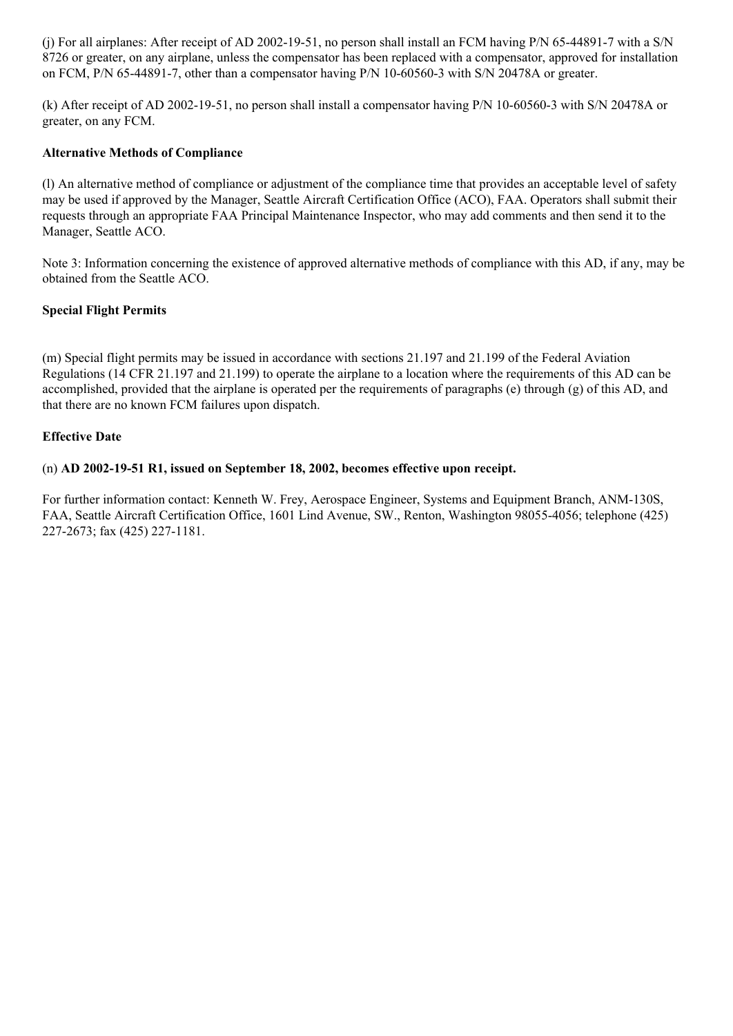(j) For all airplanes: After receipt of AD 2002-19-51, no person shall install an FCM having P/N 65-44891-7 with a S/N 8726 or greater, on any airplane, unless the compensator has been replaced with a compensator, approved for installation on FCM, P/N 65-44891-7, other than a compensator having P/N 10-60560-3 with S/N 20478A or greater.

(k) After receipt of AD 2002-19-51, no person shall install a compensator having P/N 10-60560-3 with S/N 20478A or greater, on any FCM.

**Alternative Methods of Compliance**

(l) An alternative method of compliance or adjustment of the compliance time that provides an acceptable level of safety may be used if approved by the Manager, Seattle Aircraft Certification Office (ACO), FAA. Operators shall submit their requests through an appropriate FAA Principal Maintenance Inspector, who may add comments and then send it to the Manager, Seattle ACO.

Note 3: Information concerning the existence of approved alternative methods of compliance with this AD, if any, may be obtained from the Seattle ACO.

**Special Flight Permits**

(m) Special flight permits may be issued in accordance with sections 21.197 and 21.199 of the Federal Aviation Regulations (14 CFR 21.197 and 21.199) to operate the airplane to a location where the requirements of this AD can be accomplished, provided that the airplane is operated per the requirements of paragraphs (e) through (g) of this AD, and that there are no known FCM failures upon dispatch.

**Effective Date**

(n) **AD 2002-19-51 R1, issued on September 18, 2002, becomes effective upon receipt.**

For further information contact: Kenneth W. Frey, Aerospace Engineer, Systems and Equipment Branch, ANM-130S, FAA, Seattle Aircraft Certification Office, 1601 Lind Avenue, SW., Renton, Washington 98055-4056; telephone (425) 227-2673; fax (425) 227-1181.